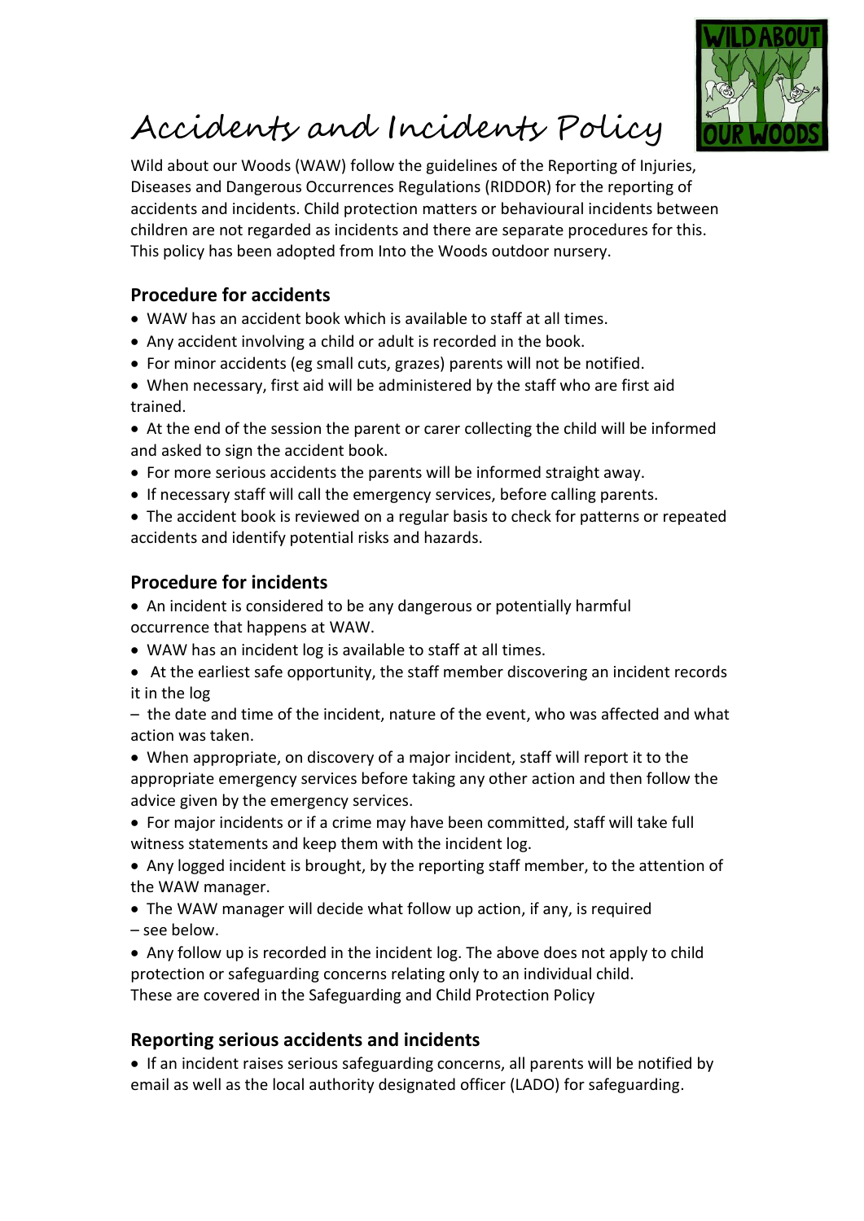# Accidents and Incidents Policy

Wild about our Woods (WAW) follow the guidelines of the Reporting of Injuries, Diseases and Dangerous Occurrences Regulations (RIDDOR) for the reporting of accidents and incidents. Child protection matters or behavioural incidents between children are not regarded as incidents and there are separate procedures for this. This policy has been adopted from Into the Woods outdoor nursery.

## Procedure for accidents

- WAW has an accident book which is available to staff at all times.
- Any accident involving a child or adult is recorded in the book.
- For minor accidents (eg small cuts, grazes) parents will not be notified.
- When necessary, first aid will be administered by the staff who are first aid trained.
- At the end of the session the parent or carer collecting the child will be informed and asked to sign the accident book.
- For more serious accidents the parents will be informed straight away.
- If necessary staff will call the emergency services, before calling parents.
- The accident book is reviewed on a regular basis to check for patterns or repeated accidents and identify potential risks and hazards.

## Procedure for incidents

- An incident is considered to be any dangerous or potentially harmful occurrence that happens at WAW.
- WAW has an incident log is available to staff at all times.
- At the earliest safe opportunity, the staff member discovering an incident records it in the log

– the date and time of the incident, nature of the event, who was affected and what action was taken.

- When appropriate, on discovery of a major incident, staff will report it to the appropriate emergency services before taking any other action and then follow the advice given by the emergency services.
- For major incidents or if a crime may have been committed, staff will take full witness statements and keep them with the incident log.
- Any logged incident is brought, by the reporting staff member, to the attention of the WAW manager.
- The WAW manager will decide what follow up action, if any, is required – see below.
- Any follow up is recorded in the incident log. The above does not apply to child protection or safeguarding concerns relating only to an individual child. These are covered in the Safeguarding and Child Protection Policy

## Reporting serious accidents and incidents

- If an incident raises serious safeguarding concerns, all parents will be notified by email as well as the local authority designated officer (LADO) for safeguarding.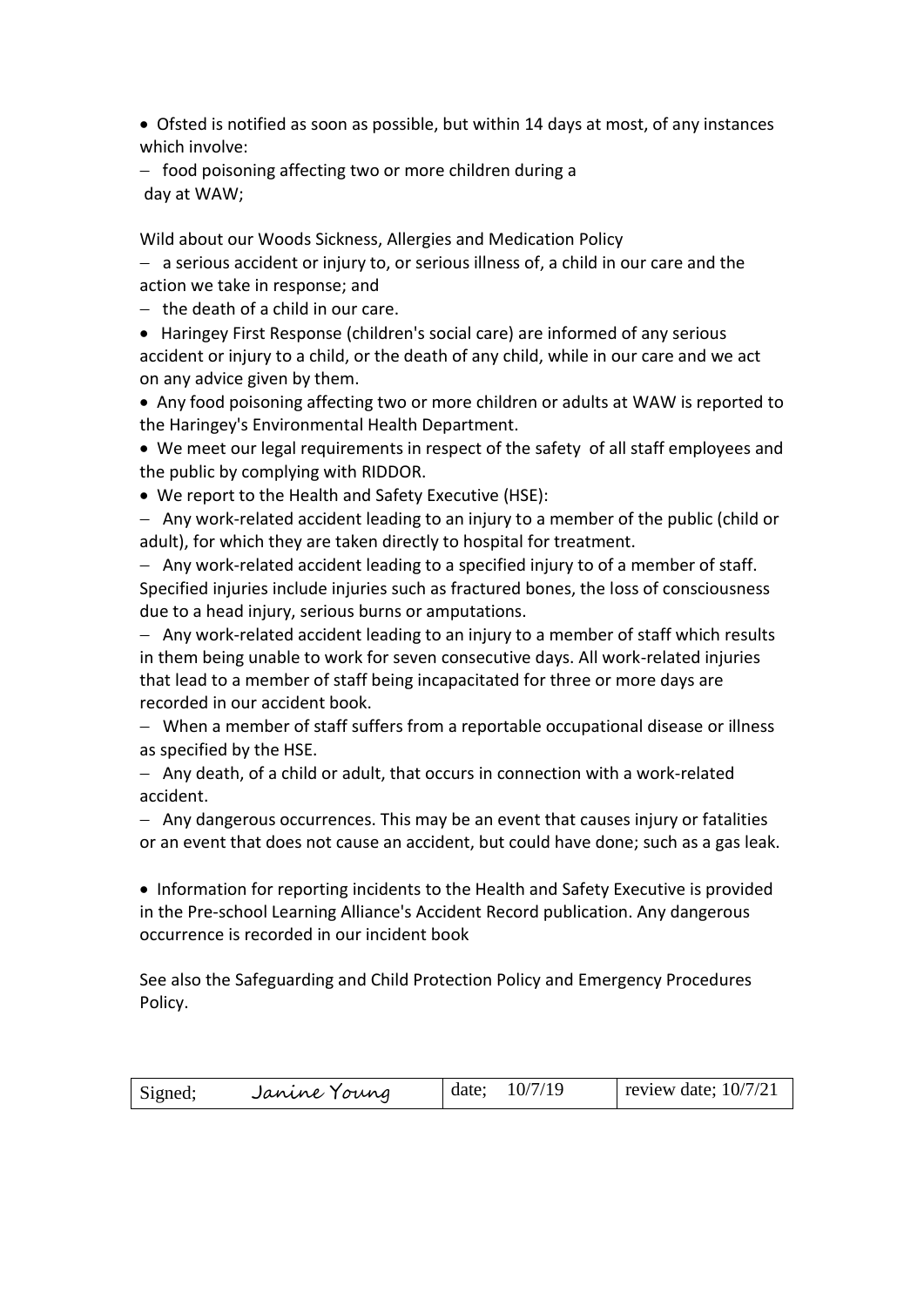- Ofsted is notified as soon as possible, but within 14 days at most, of any instances which involve:
  - food poisoning affecting two or more children during a day at WAW;

Wild about our Woods Sickness, Allergies and Medication Policy

  - a serious accident or injury to, or serious illness of, a child in our care and the action we take in response; and
  - the death of a child in our care.
- Haringey First Response (children's social care) are informed of any serious accident or injury to a child, or the death of any child, while in our care and we act on any advice given by them.
- Any food poisoning affecting two or more children or adults at WAW is reported to the Haringey's Environmental Health Department.
- We meet our legal requirements in respect of the safety of all staff employees and the public by complying with RIDDOR.
- We report to the Health and Safety Executive (HSE):
  - Any work-related accident leading to an injury to a member of the public (child or adult), for which they are taken directly to hospital for treatment.
  - Any work-related accident leading to a specified injury to of a member of staff. Specified injuries include injuries such as fractured bones, the loss of consciousness due to a head injury, serious burns or amputations.
  - Any work-related accident leading to an injury to a member of staff which results in them being unable to work for seven consecutive days. All work-related injuries that lead to a member of staff being incapacitated for three or more days are recorded in our accident book.
  - When a member of staff suffers from a reportable occupational disease or illness as specified by the HSE.
  - Any death, of a child or adult, that occurs in connection with a work-related accident.
  - Any dangerous occurrences. This may be an event that causes injury or fatalities or an event that does not cause an accident, but could have done; such as a gas leak.

- Information for reporting incidents to the Health and Safety Executive is provided in the Pre-school Learning Alliance's Accident Record publication. Any dangerous occurrence is recorded in our incident book

See also the Safeguarding and Child Protection Policy and Emergency Procedures Policy.

| | | | |
|---|---|---|---|
| Signed; | Janine Young | date; 10/7/19 | review date; 10/7/21 |